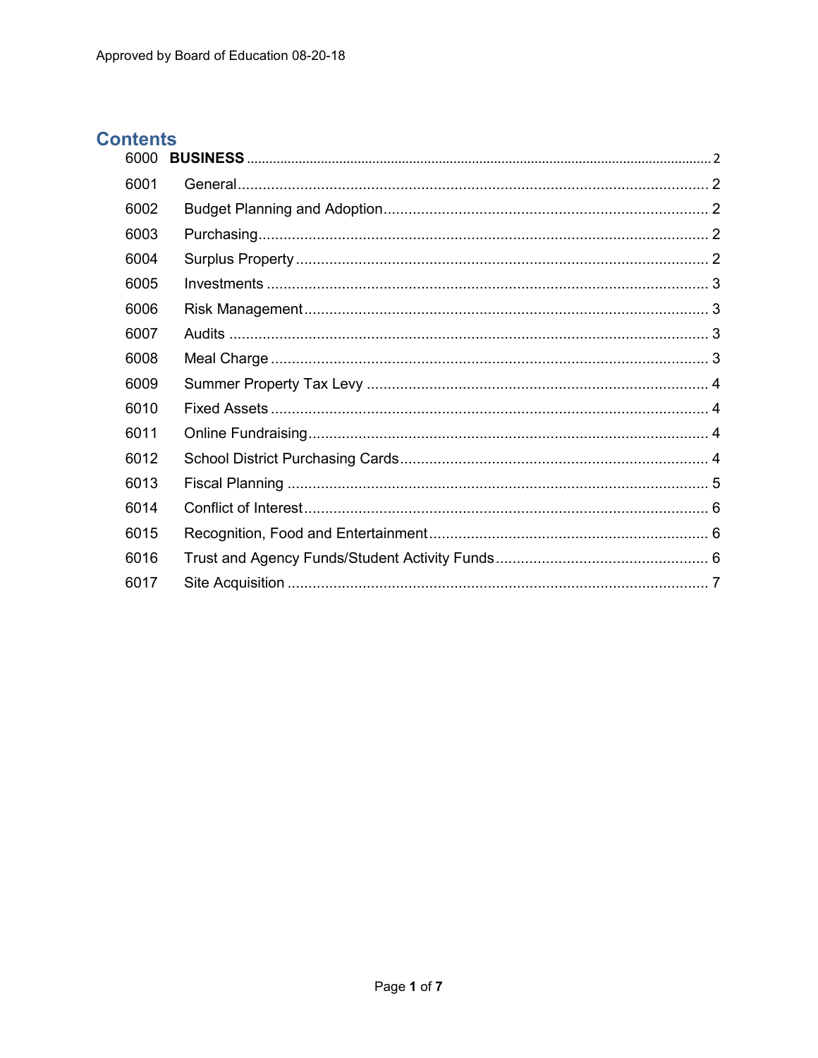Approved by Board of Education 08-20-18

## Contents

| | | |
|---|---|---|
| 6000 | **BUSINESS** | 2 |
| 6001 | General | 2 |
| 6002 | Budget Planning and Adoption | 2 |
| 6003 | Purchasing | 2 |
| 6004 | Surplus Property | 2 |
| 6005 | Investments | 3 |
| 6006 | Risk Management | 3 |
| 6007 | Audits | 3 |
| 6008 | Meal Charge | 3 |
| 6009 | Summer Property Tax Levy | 4 |
| 6010 | Fixed Assets | 4 |
| 6011 | Online Fundraising | 4 |
| 6012 | School District Purchasing Cards | 4 |
| 6013 | Fiscal Planning | 5 |
| 6014 | Conflict of Interest | 6 |
| 6015 | Recognition, Food and Entertainment | 6 |
| 6016 | Trust and Agency Funds/Student Activity Funds | 6 |
| 6017 | Site Acquisition | 7 |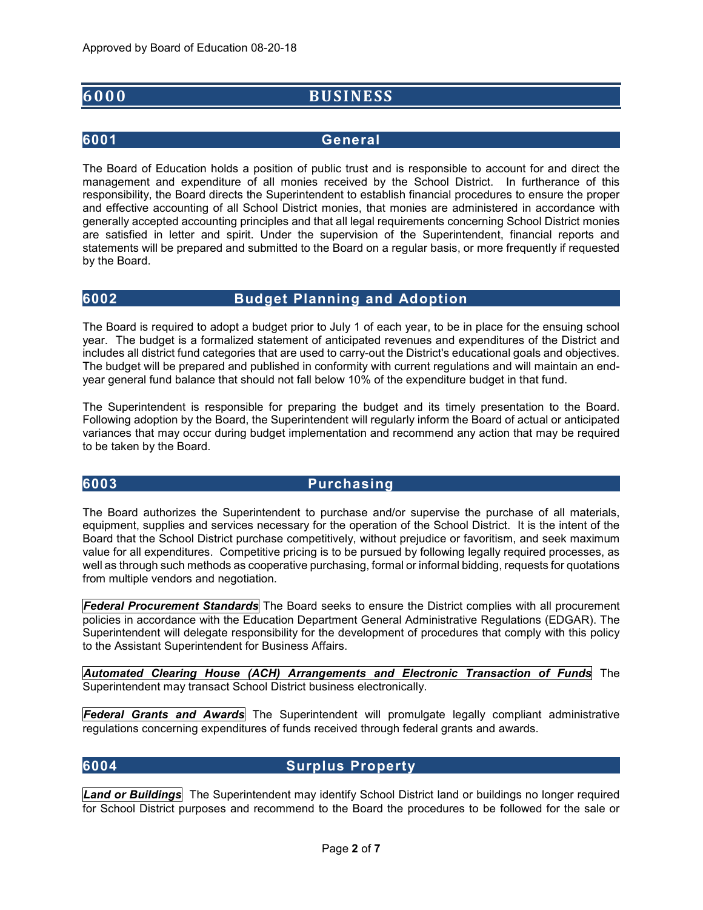Approved by Board of Education 08-20-18

# 6000 BUSINESS

## 6001 General

The Board of Education holds a position of public trust and is responsible to account for and direct the management and expenditure of all monies received by the School District. In furtherance of this responsibility, the Board directs the Superintendent to establish financial procedures to ensure the proper and effective accounting of all School District monies, that monies are administered in accordance with generally accepted accounting principles and that all legal requirements concerning School District monies are satisfied in letter and spirit. Under the supervision of the Superintendent, financial reports and statements will be prepared and submitted to the Board on a regular basis, or more frequently if requested by the Board.

## 6002 Budget Planning and Adoption

The Board is required to adopt a budget prior to July 1 of each year, to be in place for the ensuing school year. The budget is a formalized statement of anticipated revenues and expenditures of the District and includes all district fund categories that are used to carry-out the District's educational goals and objectives. The budget will be prepared and published in conformity with current regulations and will maintain an end-year general fund balance that should not fall below 10% of the expenditure budget in that fund.

The Superintendent is responsible for preparing the budget and its timely presentation to the Board. Following adoption by the Board, the Superintendent will regularly inform the Board of actual or anticipated variances that may occur during budget implementation and recommend any action that may be required to be taken by the Board.

## 6003 Purchasing

The Board authorizes the Superintendent to purchase and/or supervise the purchase of all materials, equipment, supplies and services necessary for the operation of the School District. It is the intent of the Board that the School District purchase competitively, without prejudice or favoritism, and seek maximum value for all expenditures. Competitive pricing is to be pursued by following legally required processes, as well as through such methods as cooperative purchasing, formal or informal bidding, requests for quotations from multiple vendors and negotiation.

***Federal Procurement Standards*** The Board seeks to ensure the District complies with all procurement policies in accordance with the Education Department General Administrative Regulations (EDGAR). The Superintendent will delegate responsibility for the development of procedures that comply with this policy to the Assistant Superintendent for Business Affairs.

***Automated Clearing House (ACH) Arrangements and Electronic Transaction of Funds*** The Superintendent may transact School District business electronically.

***Federal Grants and Awards*** The Superintendent will promulgate legally compliant administrative regulations concerning expenditures of funds received through federal grants and awards.

## 6004 Surplus Property

***Land or Buildings*** The Superintendent may identify School District land or buildings no longer required for School District purposes and recommend to the Board the procedures to be followed for the sale or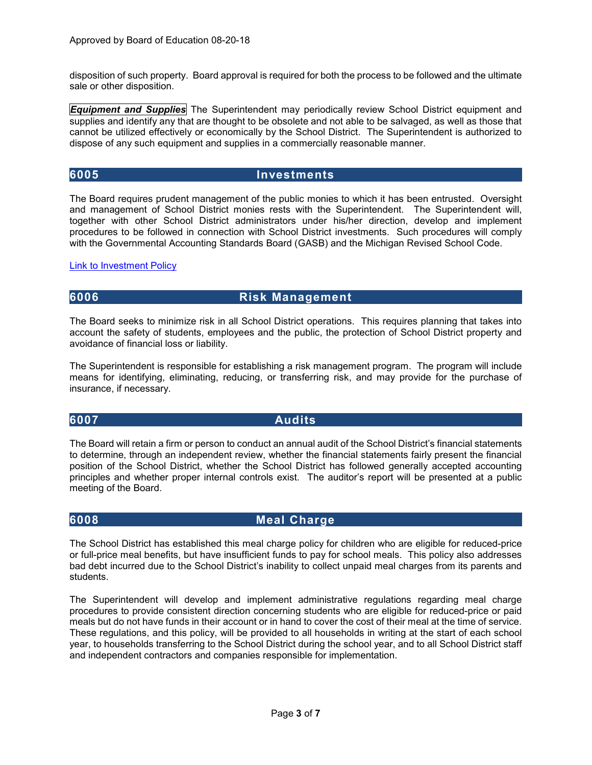disposition of such property. Board approval is required for both the process to be followed and the ultimate sale or other disposition.

***Equipment and Supplies*** The Superintendent may periodically review School District equipment and supplies and identify any that are thought to be obsolete and not able to be salvaged, as well as those that cannot be utilized effectively or economically by the School District. The Superintendent is authorized to dispose of any such equipment and supplies in a commercially reasonable manner.

## 6005 Investments

The Board requires prudent management of the public monies to which it has been entrusted. Oversight and management of School District monies rests with the Superintendent. The Superintendent will, together with other School District administrators under his/her direction, develop and implement procedures to be followed in connection with School District investments. Such procedures will comply with the Governmental Accounting Standards Board (GASB) and the Michigan Revised School Code.

Link to Investment Policy

## 6006 Risk Management

The Board seeks to minimize risk in all School District operations. This requires planning that takes into account the safety of students, employees and the public, the protection of School District property and avoidance of financial loss or liability.

The Superintendent is responsible for establishing a risk management program. The program will include means for identifying, eliminating, reducing, or transferring risk, and may provide for the purchase of insurance, if necessary.

## 6007 Audits

The Board will retain a firm or person to conduct an annual audit of the School District's financial statements to determine, through an independent review, whether the financial statements fairly present the financial position of the School District, whether the School District has followed generally accepted accounting principles and whether proper internal controls exist. The auditor's report will be presented at a public meeting of the Board.

## 6008 Meal Charge

The School District has established this meal charge policy for children who are eligible for reduced-price or full-price meal benefits, but have insufficient funds to pay for school meals. This policy also addresses bad debt incurred due to the School District's inability to collect unpaid meal charges from its parents and students.

The Superintendent will develop and implement administrative regulations regarding meal charge procedures to provide consistent direction concerning students who are eligible for reduced-price or paid meals but do not have funds in their account or in hand to cover the cost of their meal at the time of service. These regulations, and this policy, will be provided to all households in writing at the start of each school year, to households transferring to the School District during the school year, and to all School District staff and independent contractors and companies responsible for implementation.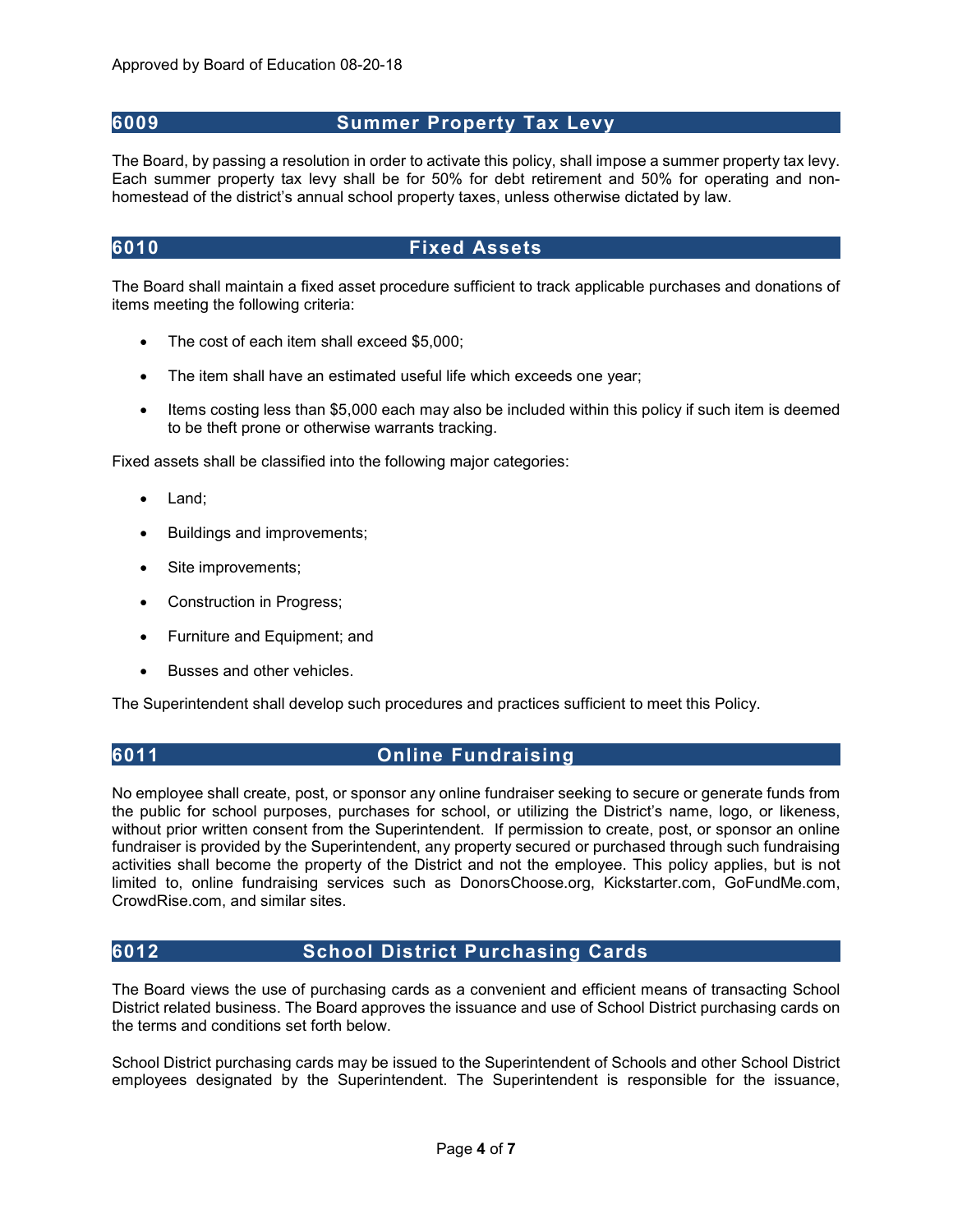Approved by Board of Education 08-20-18

## 6009 Summer Property Tax Levy

The Board, by passing a resolution in order to activate this policy, shall impose a summer property tax levy. Each summer property tax levy shall be for 50% for debt retirement and 50% for operating and non-homestead of the district's annual school property taxes, unless otherwise dictated by law.

## 6010 Fixed Assets

The Board shall maintain a fixed asset procedure sufficient to track applicable purchases and donations of items meeting the following criteria:

- The cost of each item shall exceed $5,000;
- The item shall have an estimated useful life which exceeds one year;
- Items costing less than $5,000 each may also be included within this policy if such item is deemed to be theft prone or otherwise warrants tracking.

Fixed assets shall be classified into the following major categories:

- Land;
- Buildings and improvements;
- Site improvements;
- Construction in Progress;
- Furniture and Equipment; and
- Busses and other vehicles.

The Superintendent shall develop such procedures and practices sufficient to meet this Policy.

## 6011 Online Fundraising

No employee shall create, post, or sponsor any online fundraiser seeking to secure or generate funds from the public for school purposes, purchases for school, or utilizing the District's name, logo, or likeness, without prior written consent from the Superintendent. If permission to create, post, or sponsor an online fundraiser is provided by the Superintendent, any property secured or purchased through such fundraising activities shall become the property of the District and not the employee. This policy applies, but is not limited to, online fundraising services such as DonorsChoose.org, Kickstarter.com, GoFundMe.com, CrowdRise.com, and similar sites.

## 6012 School District Purchasing Cards

The Board views the use of purchasing cards as a convenient and efficient means of transacting School District related business. The Board approves the issuance and use of School District purchasing cards on the terms and conditions set forth below.

School District purchasing cards may be issued to the Superintendent of Schools and other School District employees designated by the Superintendent. The Superintendent is responsible for the issuance,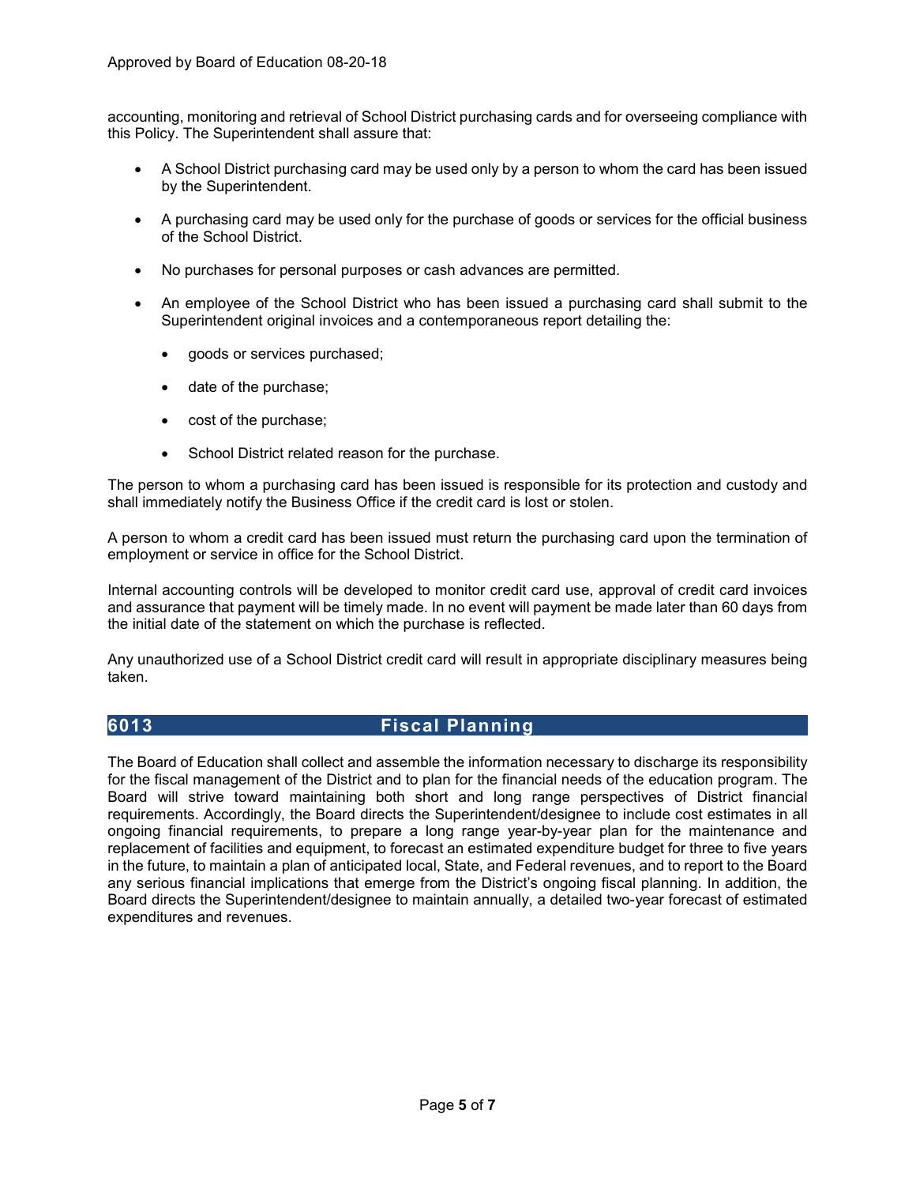accounting, monitoring and retrieval of School District purchasing cards and for overseeing compliance with this Policy. The Superintendent shall assure that:

- A School District purchasing card may be used only by a person to whom the card has been issued by the Superintendent.
- A purchasing card may be used only for the purchase of goods or services for the official business of the School District.
- No purchases for personal purposes or cash advances are permitted.
- An employee of the School District who has been issued a purchasing card shall submit to the Superintendent original invoices and a contemporaneous report detailing the:
  - goods or services purchased;
  - date of the purchase;
  - cost of the purchase;
  - School District related reason for the purchase.

The person to whom a purchasing card has been issued is responsible for its protection and custody and shall immediately notify the Business Office if the credit card is lost or stolen.

A person to whom a credit card has been issued must return the purchasing card upon the termination of employment or service in office for the School District.

Internal accounting controls will be developed to monitor credit card use, approval of credit card invoices and assurance that payment will be timely made. In no event will payment be made later than 60 days from the initial date of the statement on which the purchase is reflected.

Any unauthorized use of a School District credit card will result in appropriate disciplinary measures being taken.

## 6013 Fiscal Planning

The Board of Education shall collect and assemble the information necessary to discharge its responsibility for the fiscal management of the District and to plan for the financial needs of the education program. The Board will strive toward maintaining both short and long range perspectives of District financial requirements. Accordingly, the Board directs the Superintendent/designee to include cost estimates in all ongoing financial requirements, to prepare a long range year-by-year plan for the maintenance and replacement of facilities and equipment, to forecast an estimated expenditure budget for three to five years in the future, to maintain a plan of anticipated local, State, and Federal revenues, and to report to the Board any serious financial implications that emerge from the District's ongoing fiscal planning. In addition, the Board directs the Superintendent/designee to maintain annually, a detailed two-year forecast of estimated expenditures and revenues.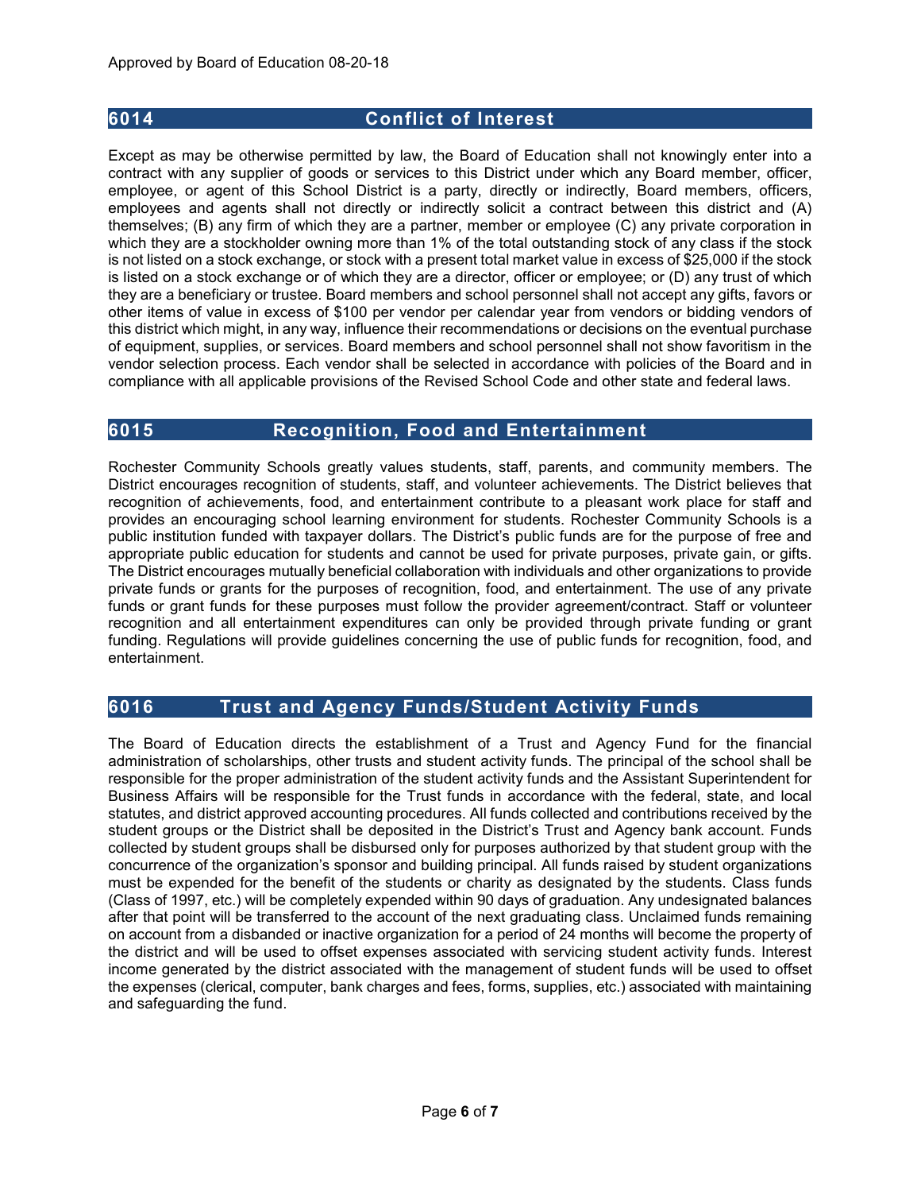Approved by Board of Education 08-20-18

## 6014 Conflict of Interest

Except as may be otherwise permitted by law, the Board of Education shall not knowingly enter into a contract with any supplier of goods or services to this District under which any Board member, officer, employee, or agent of this School District is a party, directly or indirectly, Board members, officers, employees and agents shall not directly or indirectly solicit a contract between this district and (A) themselves; (B) any firm of which they are a partner, member or employee (C) any private corporation in which they are a stockholder owning more than 1% of the total outstanding stock of any class if the stock is not listed on a stock exchange, or stock with a present total market value in excess of $25,000 if the stock is listed on a stock exchange or of which they are a director, officer or employee; or (D) any trust of which they are a beneficiary or trustee. Board members and school personnel shall not accept any gifts, favors or other items of value in excess of $100 per vendor per calendar year from vendors or bidding vendors of this district which might, in any way, influence their recommendations or decisions on the eventual purchase of equipment, supplies, or services. Board members and school personnel shall not show favoritism in the vendor selection process. Each vendor shall be selected in accordance with policies of the Board and in compliance with all applicable provisions of the Revised School Code and other state and federal laws.

## 6015 Recognition, Food and Entertainment

Rochester Community Schools greatly values students, staff, parents, and community members. The District encourages recognition of students, staff, and volunteer achievements. The District believes that recognition of achievements, food, and entertainment contribute to a pleasant work place for staff and provides an encouraging school learning environment for students. Rochester Community Schools is a public institution funded with taxpayer dollars. The District's public funds are for the purpose of free and appropriate public education for students and cannot be used for private purposes, private gain, or gifts. The District encourages mutually beneficial collaboration with individuals and other organizations to provide private funds or grants for the purposes of recognition, food, and entertainment. The use of any private funds or grant funds for these purposes must follow the provider agreement/contract. Staff or volunteer recognition and all entertainment expenditures can only be provided through private funding or grant funding. Regulations will provide guidelines concerning the use of public funds for recognition, food, and entertainment.

## 6016 Trust and Agency Funds/Student Activity Funds

The Board of Education directs the establishment of a Trust and Agency Fund for the financial administration of scholarships, other trusts and student activity funds. The principal of the school shall be responsible for the proper administration of the student activity funds and the Assistant Superintendent for Business Affairs will be responsible for the Trust funds in accordance with the federal, state, and local statutes, and district approved accounting procedures. All funds collected and contributions received by the student groups or the District shall be deposited in the District's Trust and Agency bank account. Funds collected by student groups shall be disbursed only for purposes authorized by that student group with the concurrence of the organization's sponsor and building principal. All funds raised by student organizations must be expended for the benefit of the students or charity as designated by the students. Class funds (Class of 1997, etc.) will be completely expended within 90 days of graduation. Any undesignated balances after that point will be transferred to the account of the next graduating class. Unclaimed funds remaining on account from a disbanded or inactive organization for a period of 24 months will become the property of the district and will be used to offset expenses associated with servicing student activity funds. Interest income generated by the district associated with the management of student funds will be used to offset the expenses (clerical, computer, bank charges and fees, forms, supplies, etc.) associated with maintaining and safeguarding the fund.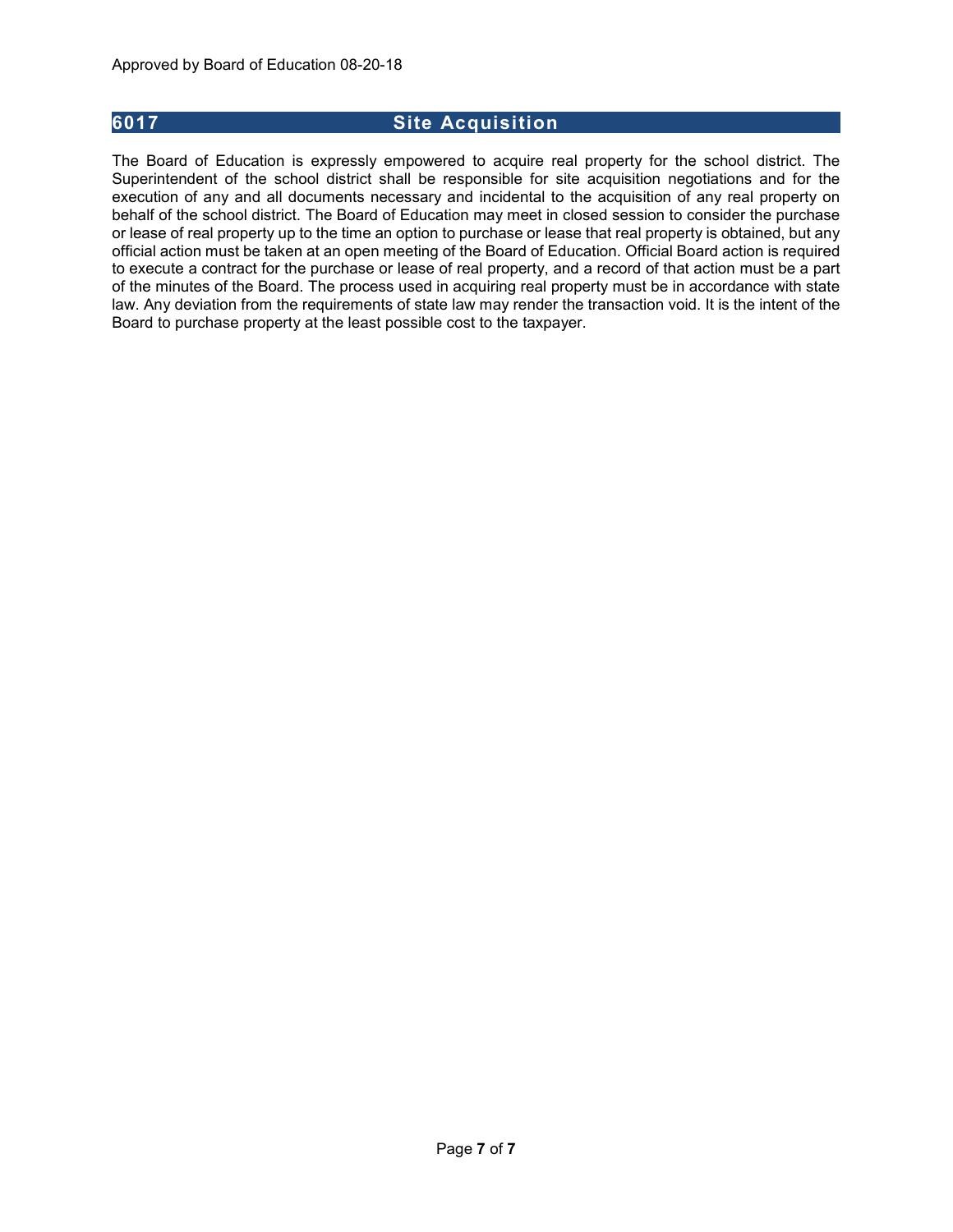Approved by Board of Education 08-20-18

## 6017 Site Acquisition

The Board of Education is expressly empowered to acquire real property for the school district. The Superintendent of the school district shall be responsible for site acquisition negotiations and for the execution of any and all documents necessary and incidental to the acquisition of any real property on behalf of the school district. The Board of Education may meet in closed session to consider the purchase or lease of real property up to the time an option to purchase or lease that real property is obtained, but any official action must be taken at an open meeting of the Board of Education. Official Board action is required to execute a contract for the purchase or lease of real property, and a record of that action must be a part of the minutes of the Board. The process used in acquiring real property must be in accordance with state law. Any deviation from the requirements of state law may render the transaction void. It is the intent of the Board to purchase property at the least possible cost to the taxpayer.